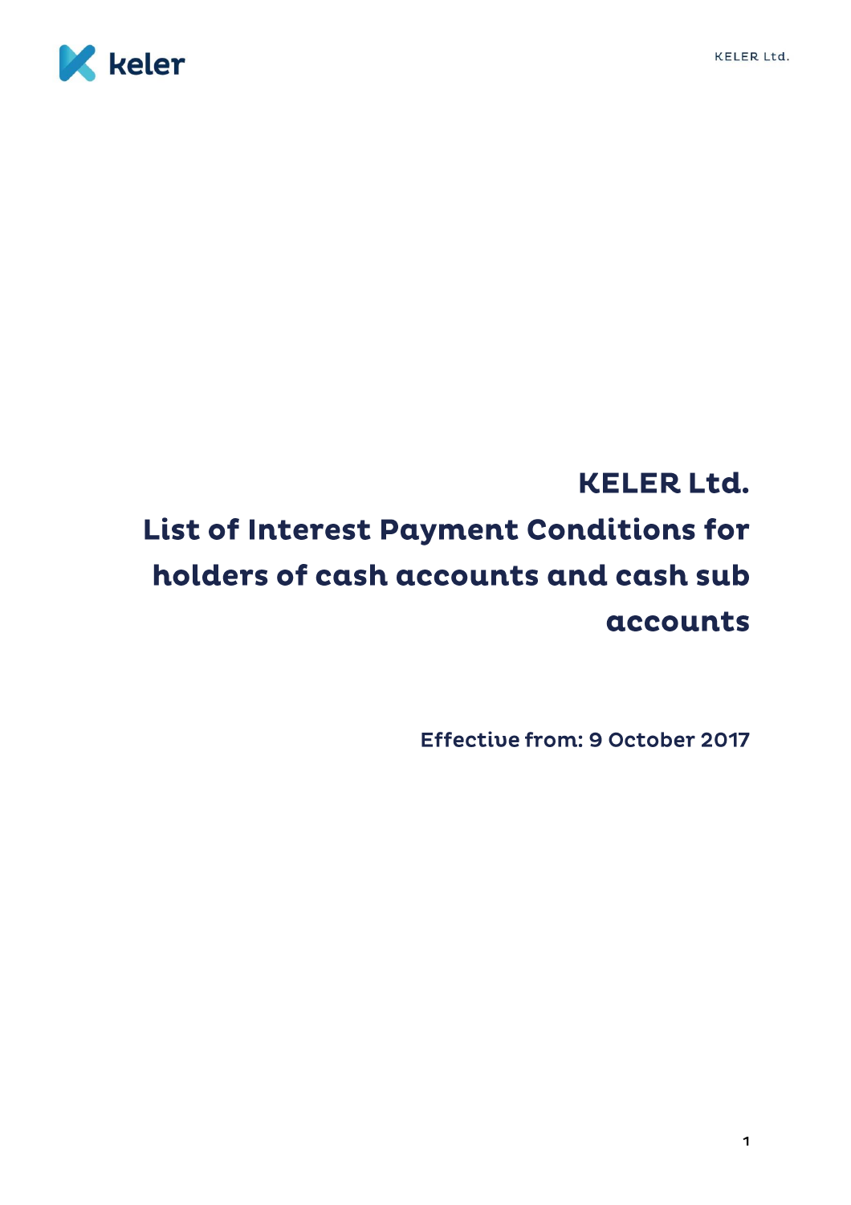# KELER Ltd.

# List of Interest Payment Conditions for holders of cash accounts and cash sub accounts

**Effective from: 9 October 2017**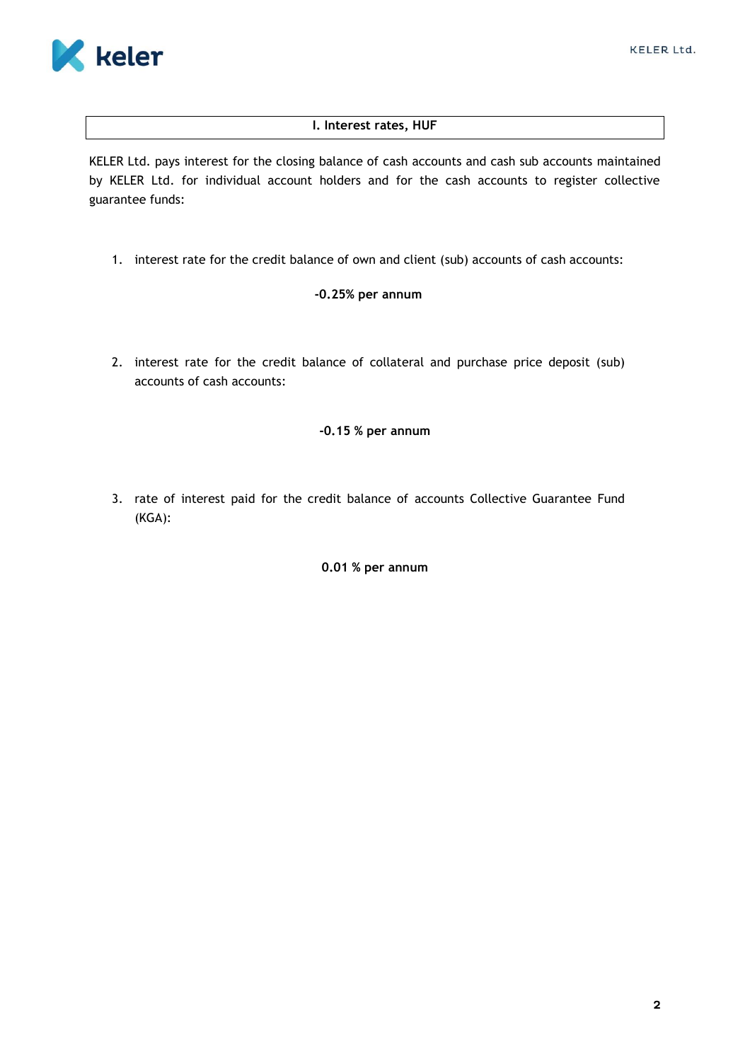## I. Interest rates, HUF

KELER Ltd. pays interest for the closing balance of cash accounts and cash sub accounts maintained by KELER Ltd. for individual account holders and for the cash accounts to register collective guarantee funds:

1. interest rate for the credit balance of own and client (sub) accounts of cash accounts:

   **-0.25% per annum**

2. interest rate for the credit balance of collateral and purchase price deposit (sub) accounts of cash accounts:

   **-0.15 % per annum**

3. rate of interest paid for the credit balance of accounts Collective Guarantee Fund (KGA):

   **0.01 % per annum**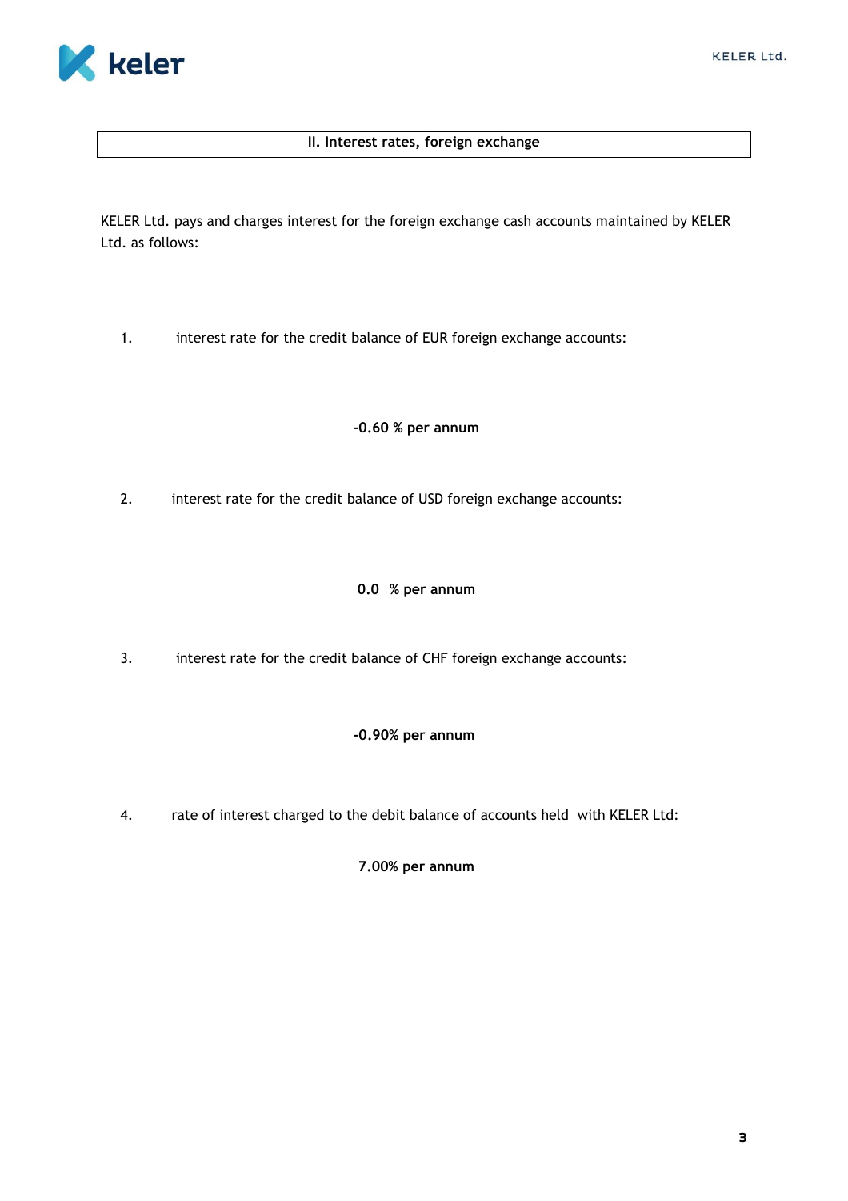## II. Interest rates, foreign exchange

KELER Ltd. pays and charges interest for the foreign exchange cash accounts maintained by KELER Ltd. as follows:

1. interest rate for the credit balance of EUR foreign exchange accounts:

   **-0.60 % per annum**

2. interest rate for the credit balance of USD foreign exchange accounts:

   **0.0 % per annum**

3. interest rate for the credit balance of CHF foreign exchange accounts:

   **-0.90% per annum**

4. rate of interest charged to the debit balance of accounts held with KELER Ltd:

   **7.00% per annum**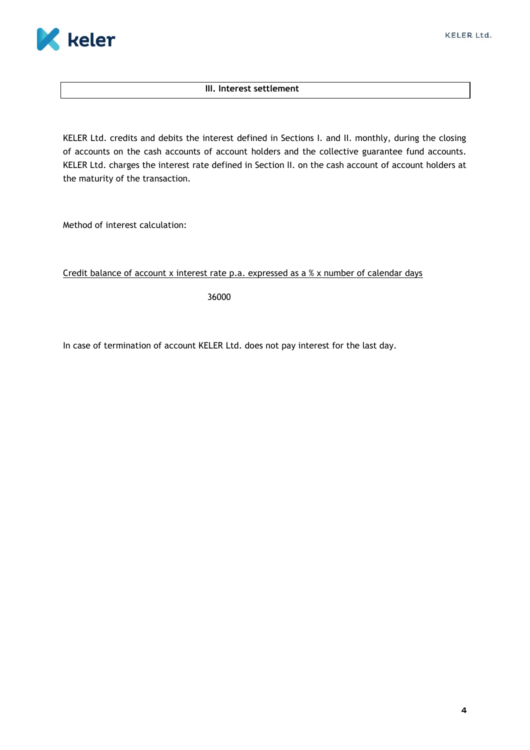## III. Interest settlement

KELER Ltd. credits and debits the interest defined in Sections I. and II. monthly, during the closing of accounts on the cash accounts of account holders and the collective guarantee fund accounts. KELER Ltd. charges the interest rate defined in Section II. on the cash account of account holders at the maturity of the transaction.

Method of interest calculation:

$$\frac{\text{Credit balance of account} \times \text{interest rate p.a. expressed as a \%} \times \text{number of calendar days}}{36000}$$

In case of termination of account KELER Ltd. does not pay interest for the last day.